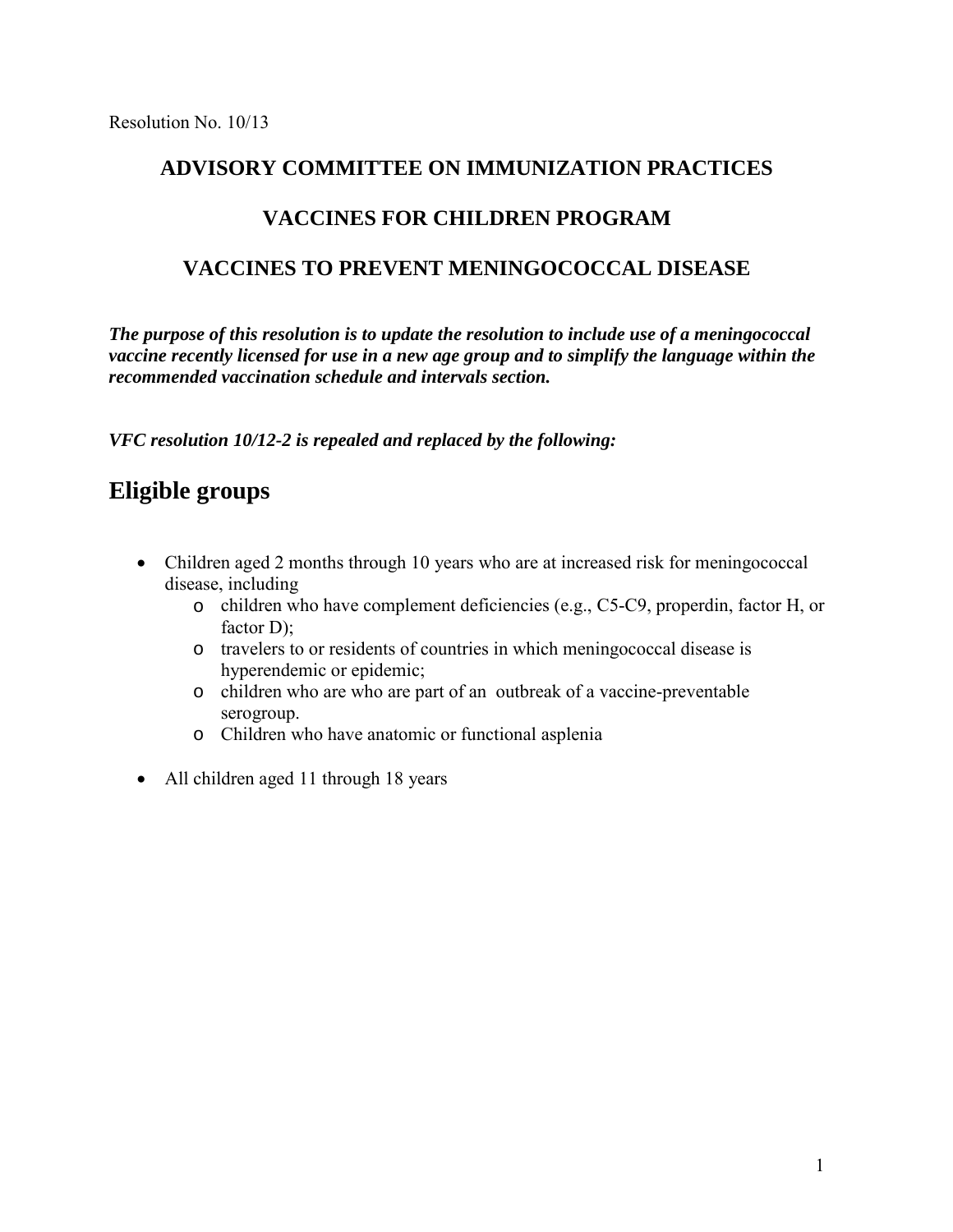Resolution No. 10/13

## ADVISORY COMMITTEE ON IMMUNIZATION PRACTICES

## VACCINES FOR CHILDREN PROGRAM

## VACCINES TO PREVENT MENINGOCOCCAL DISEASE

***The purpose of this resolution is to update the resolution to include use of a meningococcal vaccine recently licensed for use in a new age group and to simplify the language within the recommended vaccination schedule and intervals section.***

***VFC resolution 10/12-2 is repealed and replaced by the following:***

# Eligible groups

- Children aged 2 months through 10 years who are at increased risk for meningococcal disease, including
  - children who have complement deficiencies (e.g., C5-C9, properdin, factor H, or factor D);
  - travelers to or residents of countries in which meningococcal disease is hyperendemic or epidemic;
  - children who are who are part of an outbreak of a vaccine-preventable serogroup.
  - Children who have anatomic or functional asplenia
- All children aged 11 through 18 years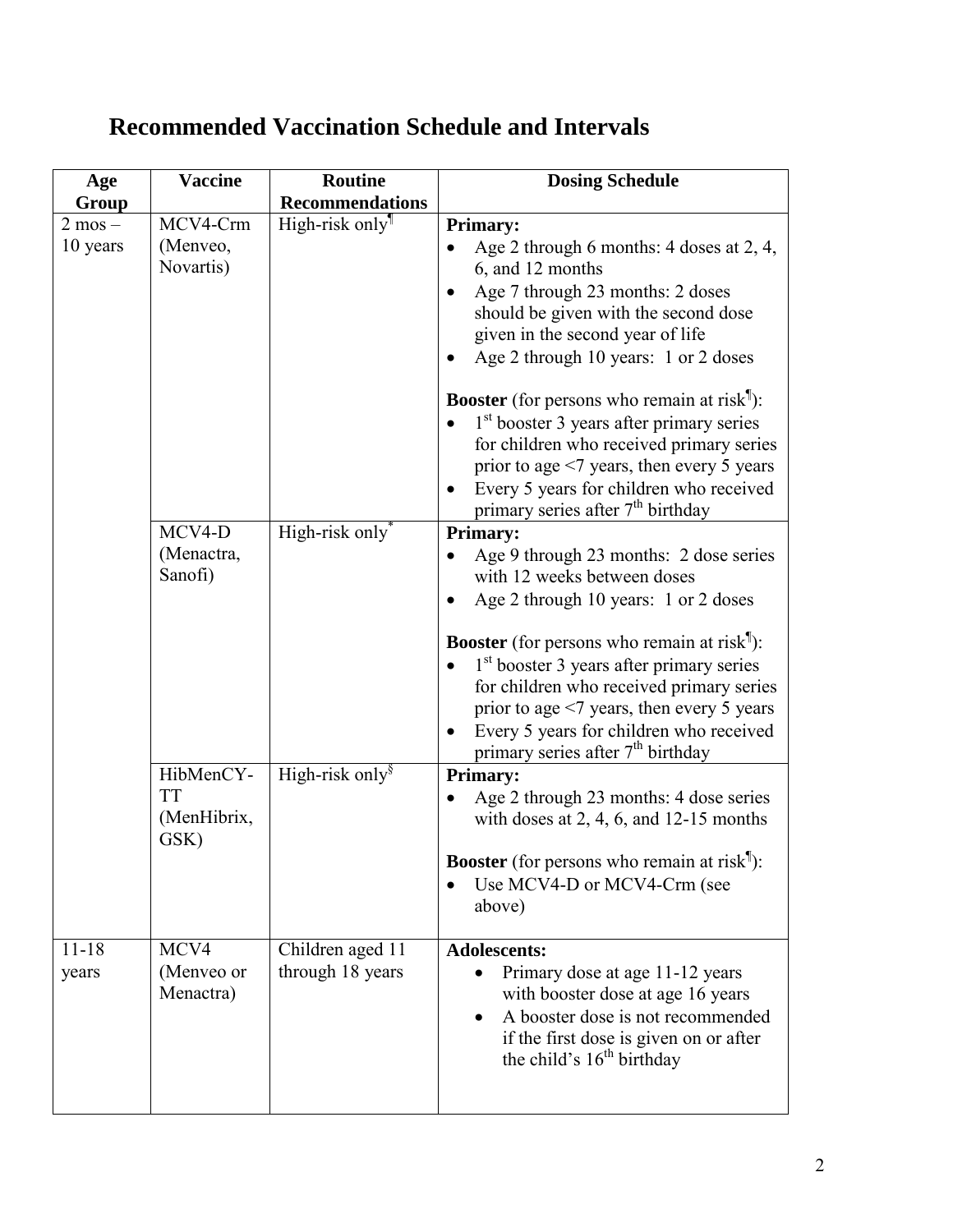# Recommended Vaccination Schedule and Intervals

| Age Group | Vaccine | Routine Recommendations | Dosing Schedule |
|---|---|---|---|
| 2 mos – 10 years | MCV4-Crm (Menveo, Novartis) | High-risk only[¶] | **Primary:**<br>• Age 2 through 6 months: 4 doses at 2, 4, 6, and 12 months<br>• Age 7 through 23 months: 2 doses should be given with the second dose given in the second year of life<br>• Age 2 through 10 years: 1 or 2 doses<br><br>**Booster** (for persons who remain at risk[¶]):<br>• 1st booster 3 years after primary series for children who received primary series prior to age <7 years, then every 5 years<br>• Every 5 years for children who received primary series after 7th birthday |
| | MCV4-D (Menactra, Sanofi) | High-risk only[*] | **Primary:**<br>• Age 9 through 23 months: 2 dose series with 12 weeks between doses<br>• Age 2 through 10 years: 1 or 2 doses<br><br>**Booster** (for persons who remain at risk[¶]):<br>• 1st booster 3 years after primary series for children who received primary series prior to age <7 years, then every 5 years<br>• Every 5 years for children who received primary series after 7th birthday |
| | HibMenCY-TT (MenHibrix, GSK) | High-risk only[§] | **Primary:**<br>• Age 2 through 23 months: 4 dose series with doses at 2, 4, 6, and 12-15 months<br><br>**Booster** (for persons who remain at risk[¶]):<br>• Use MCV4-D or MCV4-Crm (see above) |
| 11-18 years | MCV4 (Menveo or Menactra) | Children aged 11 through 18 years | **Adolescents:**<br>• Primary dose at age 11-12 years with booster dose at age 16 years<br>• A booster dose is not recommended if the first dose is given on or after the child's 16th birthday |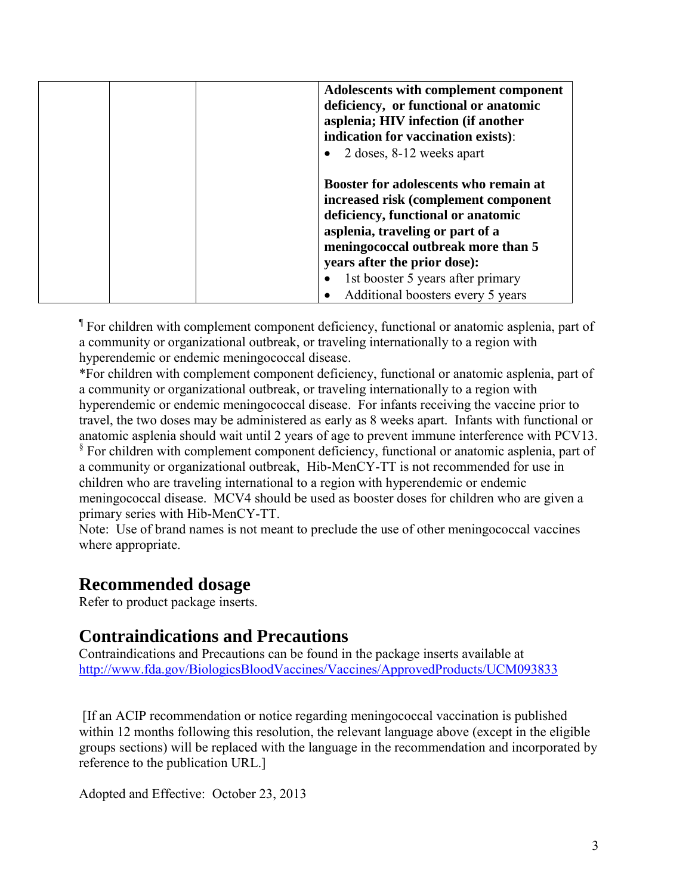| | | | **Adolescents with complement component deficiency, or functional or anatomic asplenia; HIV infection (if another indication for vaccination exists)**:<br>• 2 doses, 8-12 weeks apart<br><br>**Booster for adolescents who remain at increased risk (complement component deficiency, functional or anatomic asplenia, traveling or part of a meningococcal outbreak more than 5 years after the prior dose):**<br>• 1st booster 5 years after primary<br>• Additional boosters every 5 years |
|---|---|---|---|

¶ For children with complement component deficiency, functional or anatomic asplenia, part of a community or organizational outbreak, or traveling internationally to a region with hyperendemic or endemic meningococcal disease.
*For children with complement component deficiency, functional or anatomic asplenia, part of a community or organizational outbreak, or traveling internationally to a region with hyperendemic or endemic meningococcal disease. For infants receiving the vaccine prior to travel, the two doses may be administered as early as 8 weeks apart. Infants with functional or anatomic asplenia should wait until 2 years of age to prevent immune interference with PCV13.
§ For children with complement component deficiency, functional or anatomic asplenia, part of a community or organizational outbreak, Hib-MenCY-TT is not recommended for use in children who are traveling international to a region with hyperendemic or endemic meningococcal disease. MCV4 should be used as booster doses for children who are given a primary series with Hib-MenCY-TT.
Note: Use of brand names is not meant to preclude the use of other meningococcal vaccines where appropriate.

## Recommended dosage

Refer to product package inserts.

## Contraindications and Precautions

Contraindications and Precautions can be found in the package inserts available at http://www.fda.gov/BiologicsBloodVaccines/Vaccines/ApprovedProducts/UCM093833

[If an ACIP recommendation or notice regarding meningococcal vaccination is published within 12 months following this resolution, the relevant language above (except in the eligible groups sections) will be replaced with the language in the recommendation and incorporated by reference to the publication URL.]

Adopted and Effective: October 23, 2013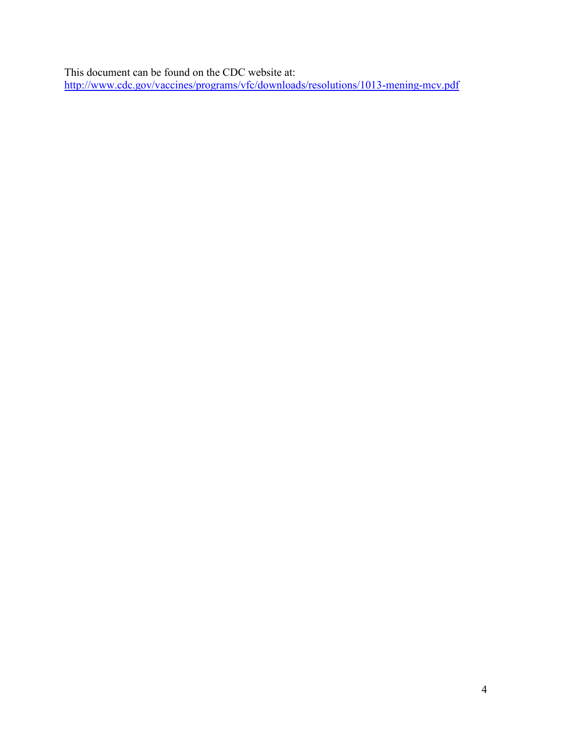This document can be found on the CDC website at:
http://www.cdc.gov/vaccines/programs/vfc/downloads/resolutions/1013-mening-mcv.pdf